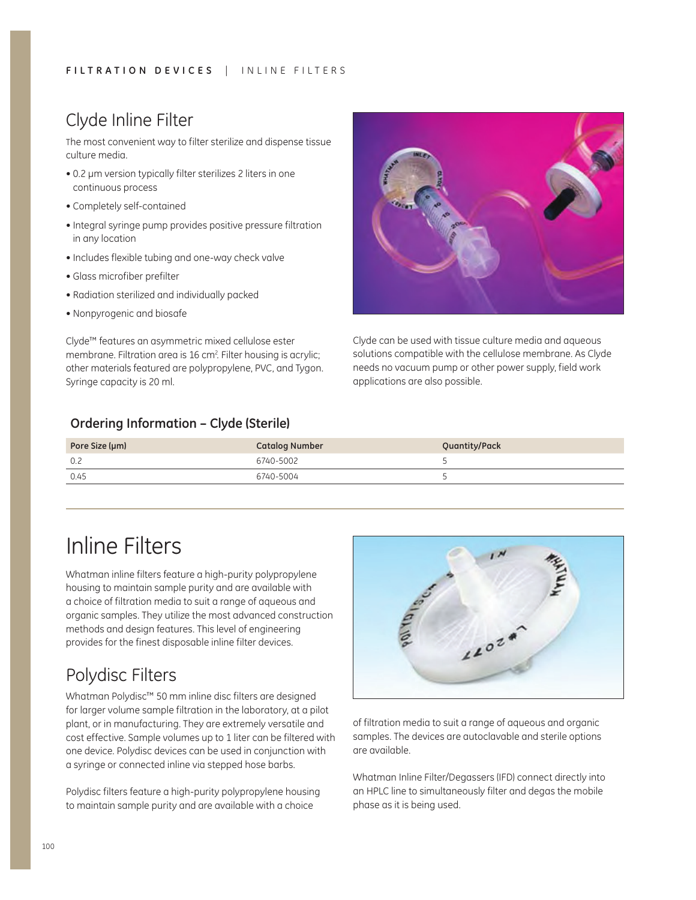# Clyde Inline Filter

The most convenient way to filter sterilize and dispense tissue culture media.

- 0.2 µm version typically filter sterilizes 2 liters in one continuous process
- Completely self-contained
- Integral syringe pump provides positive pressure filtration in any location
- Includes flexible tubing and one-way check valve
- Glass microfiber prefilter
- Radiation sterilized and individually packed
- Nonpyrogenic and biosafe

Clyde™ features an asymmetric mixed cellulose ester membrane. Filtration area is 16 $cm^2$. Filter housing is acrylic; other materials featured are polypropylene, PVC, and Tygon. Syringe capacity is 20 ml.

Clyde can be used with tissue culture media and aqueous solutions compatible with the cellulose membrane. As Clyde needs no vacuum pump or other power supply, field work applications are also possible.

### Ordering Information – Clyde (Sterile)

| Pore Size (µm) | Catalog Number | Quantity/Pack |
| --- | --- | --- |
| 0.2 | 6740-5002 | 5 |
| 0.45 | 6740-5004 | 5 |

# Inline Filters

Whatman inline filters feature a high-purity polypropylene housing to maintain sample purity and are available with a choice of filtration media to suit a range of aqueous and organic samples. They utilize the most advanced construction methods and design features. This level of engineering provides for the finest disposable inline filter devices.

## Polydisc Filters

Whatman Polydisc™ 50 mm inline disc filters are designed for larger volume sample filtration in the laboratory, at a pilot plant, or in manufacturing. They are extremely versatile and cost effective. Sample volumes up to 1 liter can be filtered with one device. Polydisc devices can be used in conjunction with a syringe or connected inline via stepped hose barbs.

Polydisc filters feature a high-purity polypropylene housing to maintain sample purity and are available with a choice of filtration media to suit a range of aqueous and organic samples. The devices are autoclavable and sterile options are available.

Whatman Inline Filter/Degassers (IFD) connect directly into an HPLC line to simultaneously filter and degas the mobile phase as it is being used.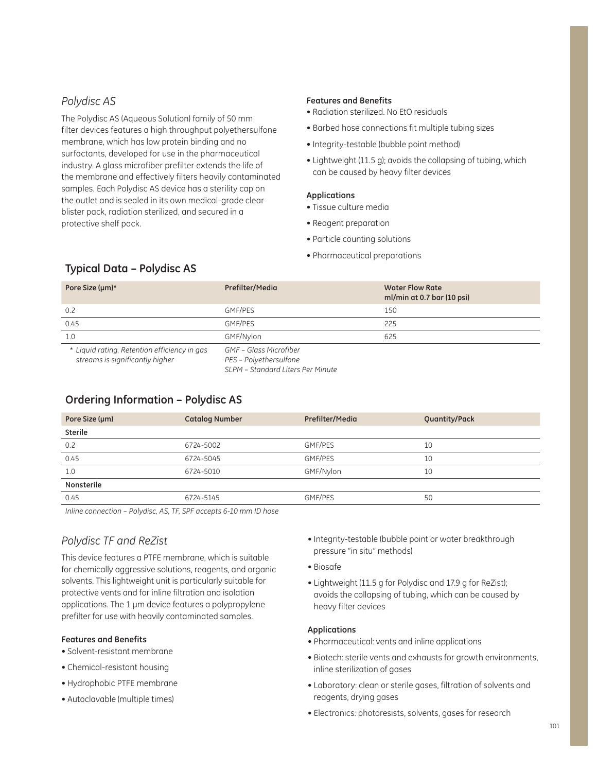## Polydisc AS

The Polydisc AS (Aqueous Solution) family of 50 mm filter devices features a high throughput polyethersulfone membrane, which has low protein binding and no surfactants, developed for use in the pharmaceutical industry. A glass microfiber prefilter extends the life of the membrane and effectively filters heavily contaminated samples. Each Polydisc AS device has a sterility cap on the outlet and is sealed in its own medical-grade clear blister pack, radiation sterilized, and secured in a protective shelf pack.

**Features and Benefits**

- Radiation sterilized. No EtO residuals
- Barbed hose connections fit multiple tubing sizes
- Integrity-testable (bubble point method)
- Lightweight (11.5 g); avoids the collapsing of tubing, which can be caused by heavy filter devices

**Applications**

- Tissue culture media
- Reagent preparation
- Particle counting solutions
- Pharmaceutical preparations

### Typical Data – Polydisc AS

| Pore Size (µm)* | Prefilter/Media | Water Flow Rate ml/min at 0.7 bar (10 psi) |
|---|---|---|
| 0.2 | GMF/PES | 150 |
| 0.45 | GMF/PES | 225 |
| 1.0 | GMF/Nylon | 625 |

*\* Liquid rating. Retention efficiency in gas streams is significantly higher*

*GMF – Glass Microfiber*
*PES – Polyethersulfone*
*SLPM – Standard Liters Per Minute*

### Ordering Information – Polydisc AS

| Pore Size (µm) | Catalog Number | Prefilter/Media | Quantity/Pack |
|---|---|---|---|
| **Sterile** | | | |
| 0.2 | 6724-5002 | GMF/PES | 10 |
| 0.45 | 6724-5045 | GMF/PES | 10 |
| 1.0 | 6724-5010 | GMF/Nylon | 10 |
| **Nonsterile** | | | |
| 0.45 | 6724-5145 | GMF/PES | 50 |

*Inline connection – Polydisc, AS, TF, SPF accepts 6-10 mm ID hose*

## Polydisc TF and ReZist

This device features a PTFE membrane, which is suitable for chemically aggressive solutions, reagents, and organic solvents. This lightweight unit is particularly suitable for protective vents and for inline filtration and isolation applications. The 1 µm device features a polypropylene prefilter for use with heavily contaminated samples.

**Features and Benefits**

- Solvent-resistant membrane
- Chemical-resistant housing
- Hydrophobic PTFE membrane
- Autoclavable (multiple times)
- Integrity-testable (bubble point or water breakthrough pressure "in situ" methods)
- Biosafe
- Lightweight (11.5 g for Polydisc and 17.9 g for ReZist); avoids the collapsing of tubing, which can be caused by heavy filter devices

**Applications**

- Pharmaceutical: vents and inline applications
- Biotech: sterile vents and exhausts for growth environments, inline sterilization of gases
- Laboratory: clean or sterile gases, filtration of solvents and reagents, drying gases
- Electronics: photoresists, solvents, gases for research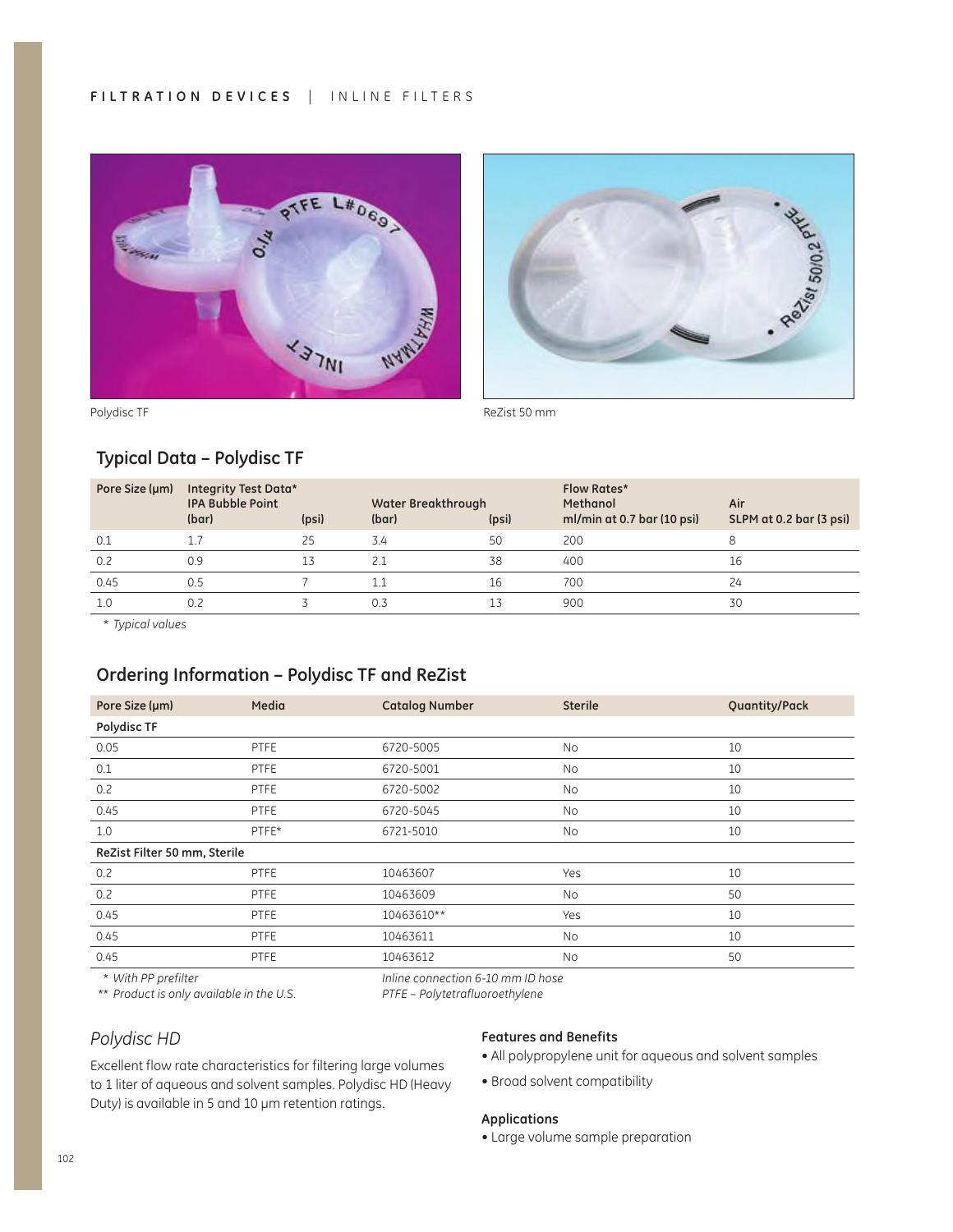Polydisc TF

ReZist 50 mm

## Typical Data – Polydisc TF

| Pore Size (µm) | Integrity Test Data* IPA Bubble Point (bar) | (psi) | Water Breakthrough (bar) | (psi) | Flow Rates* Methanol ml/min at 0.7 bar (10 psi) | Air SLPM at 0.2 bar (3 psi) |
|---|---|---|---|---|---|---|
| 0.1 | 1.7 | 25 | 3.4 | 50 | 200 | 8 |
| 0.2 | 0.9 | 13 | 2.1 | 38 | 400 | 16 |
| 0.45 | 0.5 | 7 | 1.1 | 16 | 700 | 24 |
| 1.0 | 0.2 | 3 | 0.3 | 13 | 900 | 30 |

*\* Typical values*

## Ordering Information – Polydisc TF and ReZist

| Pore Size (µm) | Media | Catalog Number | Sterile | Quantity/Pack |
|---|---|---|---|---|
| **Polydisc TF** | | | | |
| 0.05 | PTFE | 6720-5005 | No | 10 |
| 0.1 | PTFE | 6720-5001 | No | 10 |
| 0.2 | PTFE | 6720-5002 | No | 10 |
| 0.45 | PTFE | 6720-5045 | No | 10 |
| 1.0 | PTFE* | 6721-5010 | No | 10 |
| **ReZist Filter 50 mm, Sterile** | | | | |
| 0.2 | PTFE | 10463607 | Yes | 10 |
| 0.2 | PTFE | 10463609 | No | 50 |
| 0.45 | PTFE | 10463610** | Yes | 10 |
| 0.45 | PTFE | 10463611 | No | 10 |
| 0.45 | PTFE | 10463612 | No | 50 |

*\* With PP prefilter*
*\*\* Product is only available in the U.S.*

*Inline connection 6-10 mm ID hose*
*PTFE – Polytetrafluoroethylene*

## *Polydisc HD*

Excellent flow rate characteristics for filtering large volumes to 1 liter of aqueous and solvent samples. Polydisc HD (Heavy Duty) is available in 5 and 10 µm retention ratings.

**Features and Benefits**

- All polypropylene unit for aqueous and solvent samples
- Broad solvent compatibility

**Applications**

- Large volume sample preparation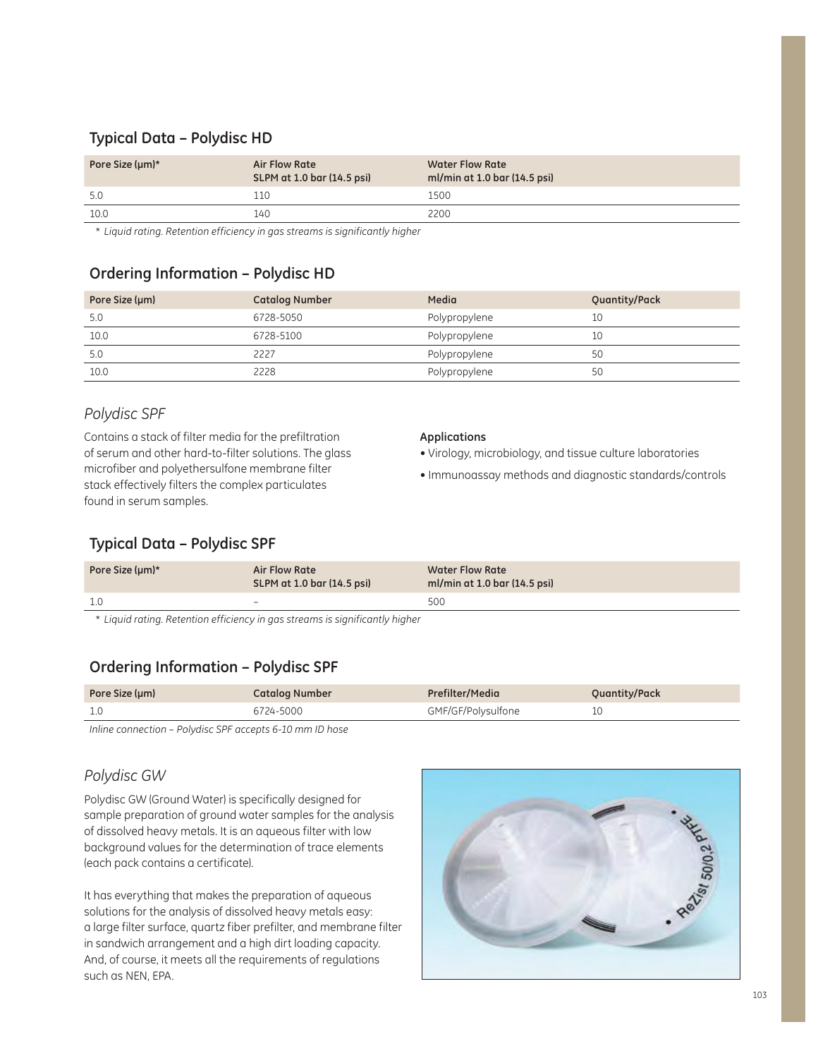## Typical Data – Polydisc HD

| Pore Size (µm)* | Air Flow Rate SLPM at 1.0 bar (14.5 psi) | Water Flow Rate ml/min at 1.0 bar (14.5 psi) |
|---|---|---|
| 5.0 | 110 | 1500 |
| 10.0 | 140 | 2200 |

*\* Liquid rating. Retention efficiency in gas streams is significantly higher*

## Ordering Information – Polydisc HD

| Pore Size (µm) | Catalog Number | Media | Quantity/Pack |
|---|---|---|---|
| 5.0 | 6728-5050 | Polypropylene | 10 |
| 10.0 | 6728-5100 | Polypropylene | 10 |
| 5.0 | 2227 | Polypropylene | 50 |
| 10.0 | 2228 | Polypropylene | 50 |

### *Polydisc SPF*

Contains a stack of filter media for the prefiltration of serum and other hard-to-filter solutions. The glass microfiber and polyethersulfone membrane filter stack effectively filters the complex particulates found in serum samples.

**Applications**

- Virology, microbiology, and tissue culture laboratories
- Immunoassay methods and diagnostic standards/controls

## Typical Data – Polydisc SPF

| Pore Size (µm)* | Air Flow Rate SLPM at 1.0 bar (14.5 psi) | Water Flow Rate ml/min at 1.0 bar (14.5 psi) |
|---|---|---|
| 1.0 | – | 500 |

*\* Liquid rating. Retention efficiency in gas streams is significantly higher*

## Ordering Information – Polydisc SPF

| Pore Size (µm) | Catalog Number | Prefilter/Media | Quantity/Pack |
|---|---|---|---|
| 1.0 | 6724-5000 | GMF/GF/Polysulfone | 10 |

*Inline connection – Polydisc SPF accepts 6-10 mm ID hose*

### *Polydisc GW*

Polydisc GW (Ground Water) is specifically designed for sample preparation of ground water samples for the analysis of dissolved heavy metals. It is an aqueous filter with low background values for the determination of trace elements (each pack contains a certificate).

It has everything that makes the preparation of aqueous solutions for the analysis of dissolved heavy metals easy: a large filter surface, quartz fiber prefilter, and membrane filter in sandwich arrangement and a high dirt loading capacity. And, of course, it meets all the requirements of regulations such as NEN, EPA.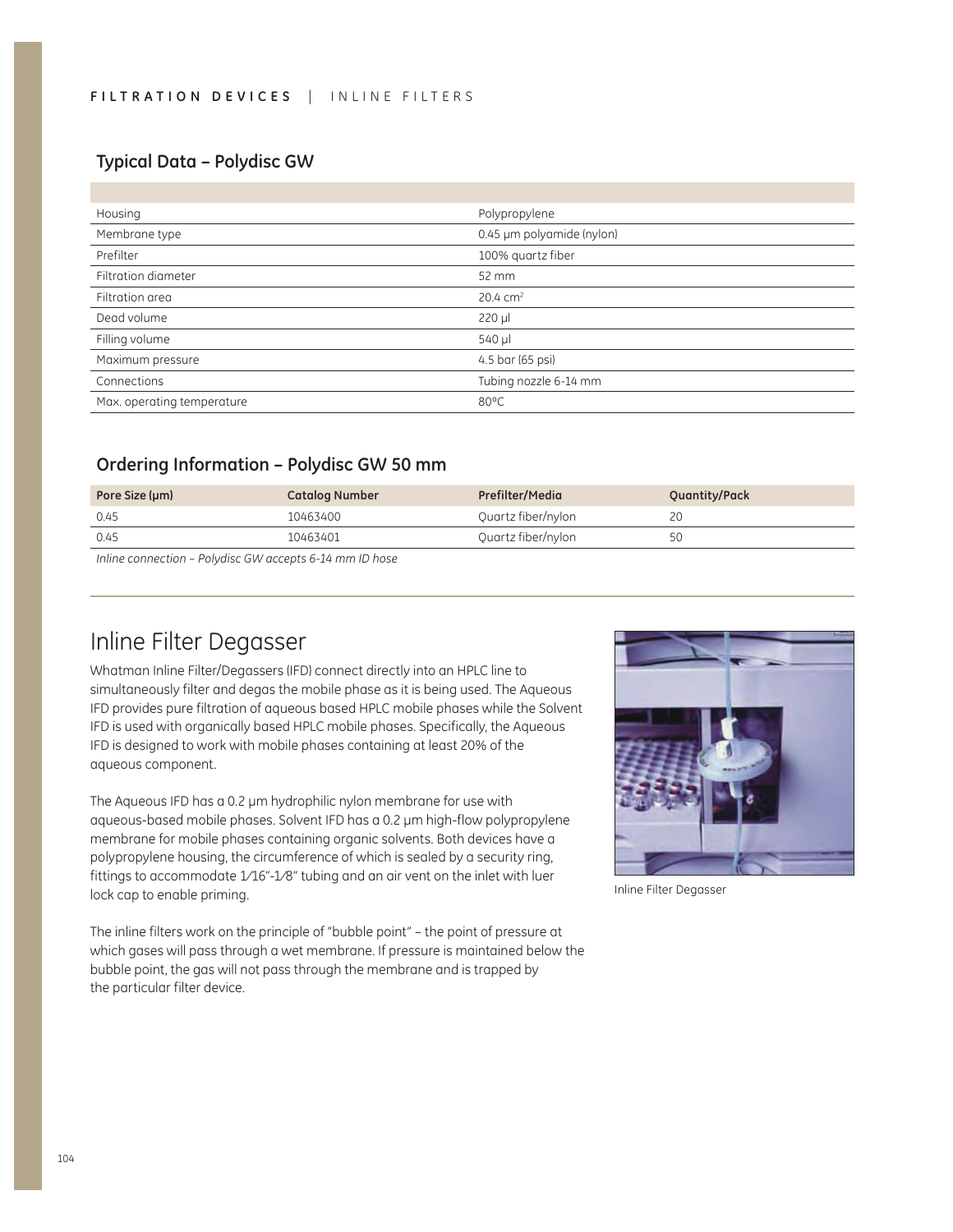## Typical Data – Polydisc GW

| | |
|---|---|
| Housing | Polypropylene |
| Membrane type | 0.45 µm polyamide (nylon) |
| Prefilter | 100% quartz fiber |
| Filtration diameter | 52 mm |
| Filtration area | 20.4 cm$^2$ |
| Dead volume | 220 µl |
| Filling volume | 540 µl |
| Maximum pressure | 4.5 bar (65 psi) |
| Connections | Tubing nozzle 6-14 mm |
| Max. operating temperature | 80°C |

## Ordering Information – Polydisc GW 50 mm

| Pore Size (µm) | Catalog Number | Prefilter/Media | Quantity/Pack |
|---|---|---|---|
| 0.45 | 10463400 | Quartz fiber/nylon | 20 |
| 0.45 | 10463401 | Quartz fiber/nylon | 50 |

*Inline connection – Polydisc GW accepts 6-14 mm ID hose*

# Inline Filter Degasser

Whatman Inline Filter/Degassers (IFD) connect directly into an HPLC line to simultaneously filter and degas the mobile phase as it is being used. The Aqueous IFD provides pure filtration of aqueous based HPLC mobile phases while the Solvent IFD is used with organically based HPLC mobile phases. Specifically, the Aqueous IFD is designed to work with mobile phases containing at least 20% of the aqueous component.

The Aqueous IFD has a 0.2 µm hydrophilic nylon membrane for use with aqueous-based mobile phases. Solvent IFD has a 0.2 µm high-flow polypropylene membrane for mobile phases containing organic solvents. Both devices have a polypropylene housing, the circumference of which is sealed by a security ring, fittings to accommodate 1⁄16"-1⁄8" tubing and an air vent on the inlet with luer lock cap to enable priming.

The inline filters work on the principle of "bubble point" – the point of pressure at which gases will pass through a wet membrane. If pressure is maintained below the bubble point, the gas will not pass through the membrane and is trapped by the particular filter device.

Inline Filter Degasser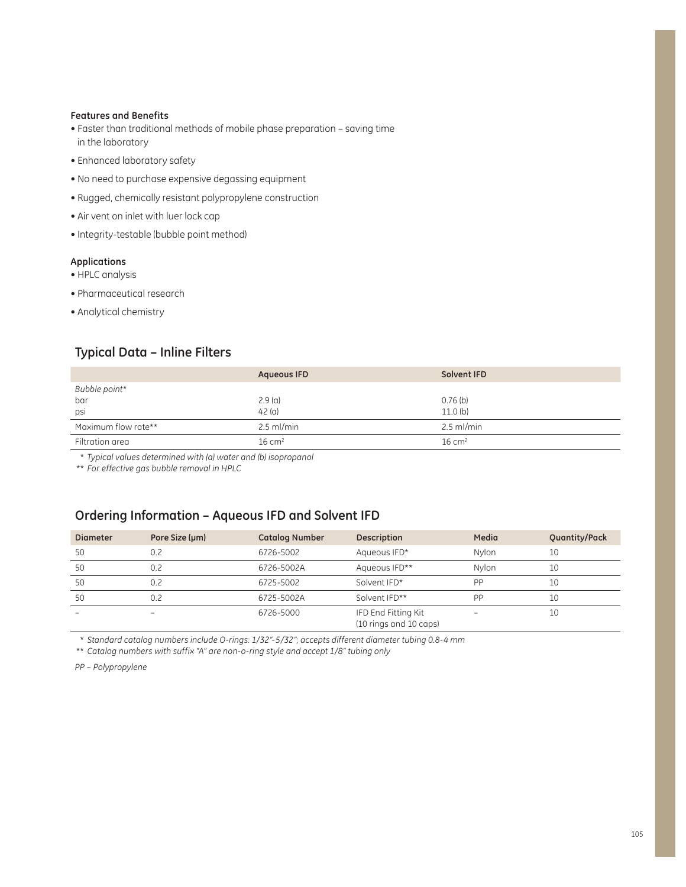**Features and Benefits**

- Faster than traditional methods of mobile phase preparation – saving time in the laboratory
- Enhanced laboratory safety
- No need to purchase expensive degassing equipment
- Rugged, chemically resistant polypropylene construction
- Air vent on inlet with luer lock cap
- Integrity-testable (bubble point method)

**Applications**

- HPLC analysis
- Pharmaceutical research
- Analytical chemistry

## Typical Data – Inline Filters

| | Aqueous IFD | Solvent IFD |
|---|---|---|
| *Bubble point** | | |
| bar | 2.9 (a) | 0.76 (b) |
| psi | 42 (a) | 11.0 (b) |
| Maximum flow rate** | 2.5 ml/min | 2.5 ml/min |
| Filtration area | 16 cm² | 16 cm² |

*\* Typical values determined with (a) water and (b) isopropanol*

*\*\* For effective gas bubble removal in HPLC*

## Ordering Information – Aqueous IFD and Solvent IFD

| Diameter | Pore Size (µm) | Catalog Number | Description | Media | Quantity/Pack |
|---|---|---|---|---|---|
| 50 | 0.2 | 6726-5002 | Aqueous IFD* | Nylon | 10 |
| 50 | 0.2 | 6726-5002A | Aqueous IFD** | Nylon | 10 |
| 50 | 0.2 | 6725-5002 | Solvent IFD* | PP | 10 |
| 50 | 0.2 | 6725-5002A | Solvent IFD** | PP | 10 |
| – | – | 6726-5000 | IFD End Fitting Kit (10 rings and 10 caps) | – | 10 |

*\* Standard catalog numbers include O-rings: 1/32"-5/32"; accepts different diameter tubing 0.8-4 mm*

*\*\* Catalog numbers with suffix "A" are non-o-ring style and accept 1/8" tubing only*

*PP – Polypropylene*